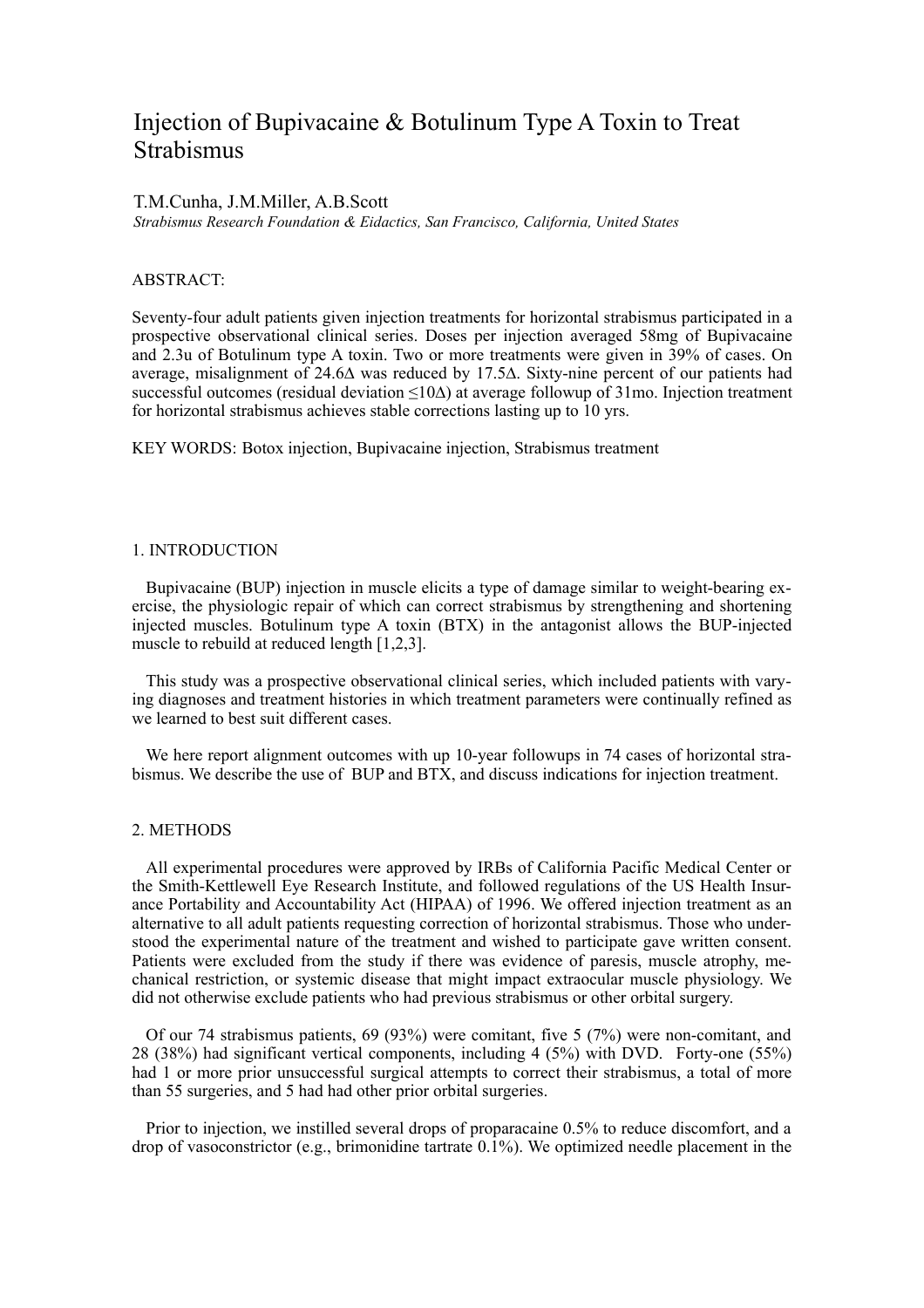# Injection of Bupivacaine & Botulinum Type A Toxin to Treat Strabismus

T.M.Cunha, J.M.Miller, A.B.Scott

*Strabismus Research Foundation & Eidactics, San Francisco, California, United States*

ABSTRACT:

Seventy-four adult patients given injection treatments for horizontal strabismus participated in a prospective observational clinical series. Doses per injection averaged 58mg of Bupivacaine and 2.3u of Botulinum type A toxin. Two or more treatments were given in 39% of cases. On average, misalignment of 24.6Δ was reduced by 17.5Δ. Sixty-nine percent of our patients had successful outcomes (residual deviation ≤10Δ) at average followup of 31mo. Injection treatment for horizontal strabismus achieves stable corrections lasting up to 10 yrs.

KEY WORDS: Botox injection, Bupivacaine injection, Strabismus treatment

## 1. INTRODUCTION

Bupivacaine (BUP) injection in muscle elicits a type of damage similar to weight-bearing exercise, the physiologic repair of which can correct strabismus by strengthening and shortening injected muscles. Botulinum type A toxin (BTX) in the antagonist allows the BUP-injected muscle to rebuild at reduced length [1,2,3].

This study was a prospective observational clinical series, which included patients with varying diagnoses and treatment histories in which treatment parameters were continually refined as we learned to best suit different cases.

We here report alignment outcomes with up 10-year followups in 74 cases of horizontal strabismus. We describe the use of BUP and BTX, and discuss indications for injection treatment.

## 2. METHODS

All experimental procedures were approved by IRBs of California Pacific Medical Center or the Smith-Kettlewell Eye Research Institute, and followed regulations of the US Health Insurance Portability and Accountability Act (HIPAA) of 1996. We offered injection treatment as an alternative to all adult patients requesting correction of horizontal strabismus. Those who understood the experimental nature of the treatment and wished to participate gave written consent. Patients were excluded from the study if there was evidence of paresis, muscle atrophy, mechanical restriction, or systemic disease that might impact extraocular muscle physiology. We did not otherwise exclude patients who had previous strabismus or other orbital surgery.

Of our 74 strabismus patients, 69 (93%) were comitant, five 5 (7%) were non-comitant, and 28 (38%) had significant vertical components, including 4 (5%) with DVD. Forty-one (55%) had 1 or more prior unsuccessful surgical attempts to correct their strabismus, a total of more than 55 surgeries, and 5 had had other prior orbital surgeries.

Prior to injection, we instilled several drops of proparacaine 0.5% to reduce discomfort, and a drop of vasoconstrictor (e.g., brimonidine tartrate 0.1%). We optimized needle placement in the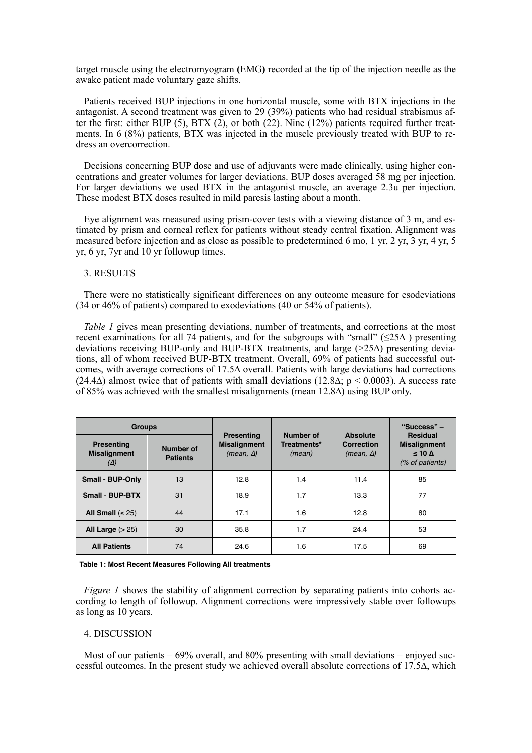target muscle using the electromyogram (EMG) recorded at the tip of the injection needle as the awake patient made voluntary gaze shifts.

Patients received BUP injections in one horizontal muscle, some with BTX injections in the antagonist. A second treatment was given to 29 (39%) patients who had residual strabismus after the first: either BUP (5), BTX (2), or both (22). Nine (12%) patients required further treatments. In 6 (8%) patients, BTX was injected in the muscle previously treated with BUP to redress an overcorrection.

Decisions concerning BUP dose and use of adjuvants were made clinically, using higher concentrations and greater volumes for larger deviations. BUP doses averaged 58 mg per injection. For larger deviations we used BTX in the antagonist muscle, an average 2.3u per injection. These modest BTX doses resulted in mild paresis lasting about a month.

Eye alignment was measured using prism-cover tests with a viewing distance of 3 m, and estimated by prism and corneal reflex for patients without steady central fixation. Alignment was measured before injection and as close as possible to predetermined 6 mo, 1 yr, 2 yr, 3 yr, 4 yr, 5 yr, 6 yr, 7yr and 10 yr followup times.

## 3. RESULTS

There were no statistically significant differences on any outcome measure for esodeviations (34 or 46% of patients) compared to exodeviations (40 or 54% of patients).

*Table 1* gives mean presenting deviations, number of treatments, and corrections at the most recent examinations for all 74 patients, and for the subgroups with "small" (≤25Δ ) presenting deviations receiving BUP-only and BUP-BTX treatments, and large (>25Δ) presenting deviations, all of whom received BUP-BTX treatment. Overall, 69% of patients had successful outcomes, with average corrections of 17.5Δ overall. Patients with large deviations had corrections (24.4Δ) almost twice that of patients with small deviations (12.8Δ; $p < 0.0003$). A success rate of 85% was achieved with the smallest misalignments (mean 12.8Δ) using BUP only.

| Groups | | Presenting Misalignment *(mean, Δ)* | Number of Treatments* *(mean)* | Absolute Correction *(mean, Δ)* | "Success" – Residual Misalignment ≤ 10 Δ *(% of patients)* |
|---|---|---|---|---|---|
| **Presenting Misalignment *(Δ)*** | **Number of Patients** | | | | |
| **Small - BUP-Only** | 13 | 12.8 | 1.4 | 11.4 | 85 |
| **Small - BUP-BTX** | 31 | 18.9 | 1.7 | 13.3 | 77 |
| **All Small** (≤ 25) | 44 | 17.1 | 1.6 | 12.8 | 80 |
| **All Large** (> 25) | 30 | 35.8 | 1.7 | 24.4 | 53 |
| **All Patients** | 74 | 24.6 | 1.6 | 17.5 | 69 |

**Table 1: Most Recent Measures Following All treatments**

*Figure 1* shows the stability of alignment correction by separating patients into cohorts according to length of followup. Alignment corrections were impressively stable over followups as long as 10 years.

## 4. DISCUSSION

Most of our patients – 69% overall, and 80% presenting with small deviations – enjoyed successful outcomes. In the present study we achieved overall absolute corrections of 17.5Δ, which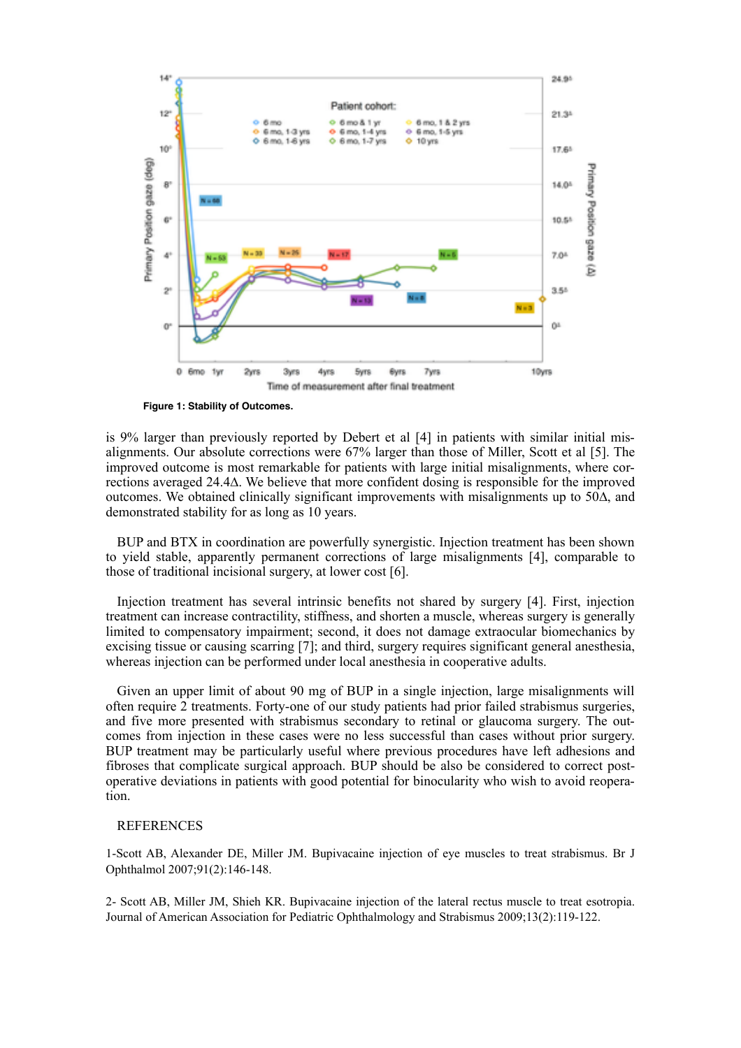**Figure 1: Stability of Outcomes.**

is 9% larger than previously reported by Debert et al [4] in patients with similar initial misalignments. Our absolute corrections were 67% larger than those of Miller, Scott et al [5]. The improved outcome is most remarkable for patients with large initial misalignments, where corrections averaged 24.4Δ. We believe that more confident dosing is responsible for the improved outcomes. We obtained clinically significant improvements with misalignments up to 50Δ, and demonstrated stability for as long as 10 years.

BUP and BTX in coordination are powerfully synergistic. Injection treatment has been shown to yield stable, apparently permanent corrections of large misalignments [4], comparable to those of traditional incisional surgery, at lower cost [6].

Injection treatment has several intrinsic benefits not shared by surgery [4]. First, injection treatment can increase contractility, stiffness, and shorten a muscle, whereas surgery is generally limited to compensatory impairment; second, it does not damage extraocular biomechanics by excising tissue or causing scarring [7]; and third, surgery requires significant general anesthesia, whereas injection can be performed under local anesthesia in cooperative adults.

Given an upper limit of about 90 mg of BUP in a single injection, large misalignments will often require 2 treatments. Forty-one of our study patients had prior failed strabismus surgeries, and five more presented with strabismus secondary to retinal or glaucoma surgery. The outcomes from injection in these cases were no less successful than cases without prior surgery. BUP treatment may be particularly useful where previous procedures have left adhesions and fibroses that complicate surgical approach. BUP should be also be considered to correct post-operative deviations in patients with good potential for binocularity who wish to avoid reoperation.

REFERENCES

1-Scott AB, Alexander DE, Miller JM. Bupivacaine injection of eye muscles to treat strabismus. Br J Ophthalmol 2007;91(2):146-148.

2- Scott AB, Miller JM, Shieh KR. Bupivacaine injection of the lateral rectus muscle to treat esotropia. Journal of American Association for Pediatric Ophthalmology and Strabismus 2009;13(2):119-122.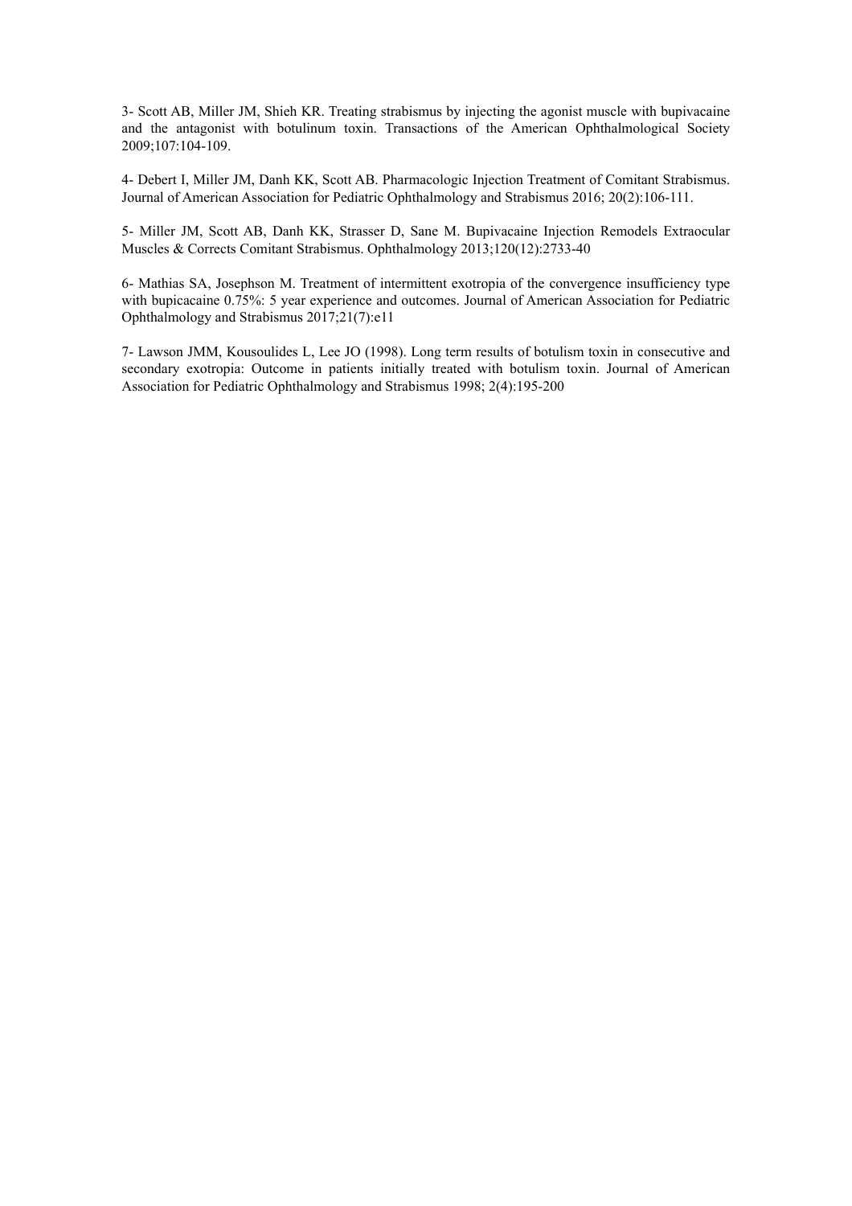3- Scott AB, Miller JM, Shieh KR. Treating strabismus by injecting the agonist muscle with bupivacaine and the antagonist with botulinum toxin. Transactions of the American Ophthalmological Society 2009;107:104-109.

4- Debert I, Miller JM, Danh KK, Scott AB. Pharmacologic Injection Treatment of Comitant Strabismus. Journal of American Association for Pediatric Ophthalmology and Strabismus 2016; 20(2):106-111.

5- Miller JM, Scott AB, Danh KK, Strasser D, Sane M. Bupivacaine Injection Remodels Extraocular Muscles & Corrects Comitant Strabismus. Ophthalmology 2013;120(12):2733-40

6- Mathias SA, Josephson M. Treatment of intermittent exotropia of the convergence insufficiency type with bupicacaine 0.75%: 5 year experience and outcomes. Journal of American Association for Pediatric Ophthalmology and Strabismus 2017;21(7):e11

7- Lawson JMM, Kousoulides L, Lee JO (1998). Long term results of botulism toxin in consecutive and secondary exotropia: Outcome in patients initially treated with botulism toxin. Journal of American Association for Pediatric Ophthalmology and Strabismus 1998; 2(4):195-200